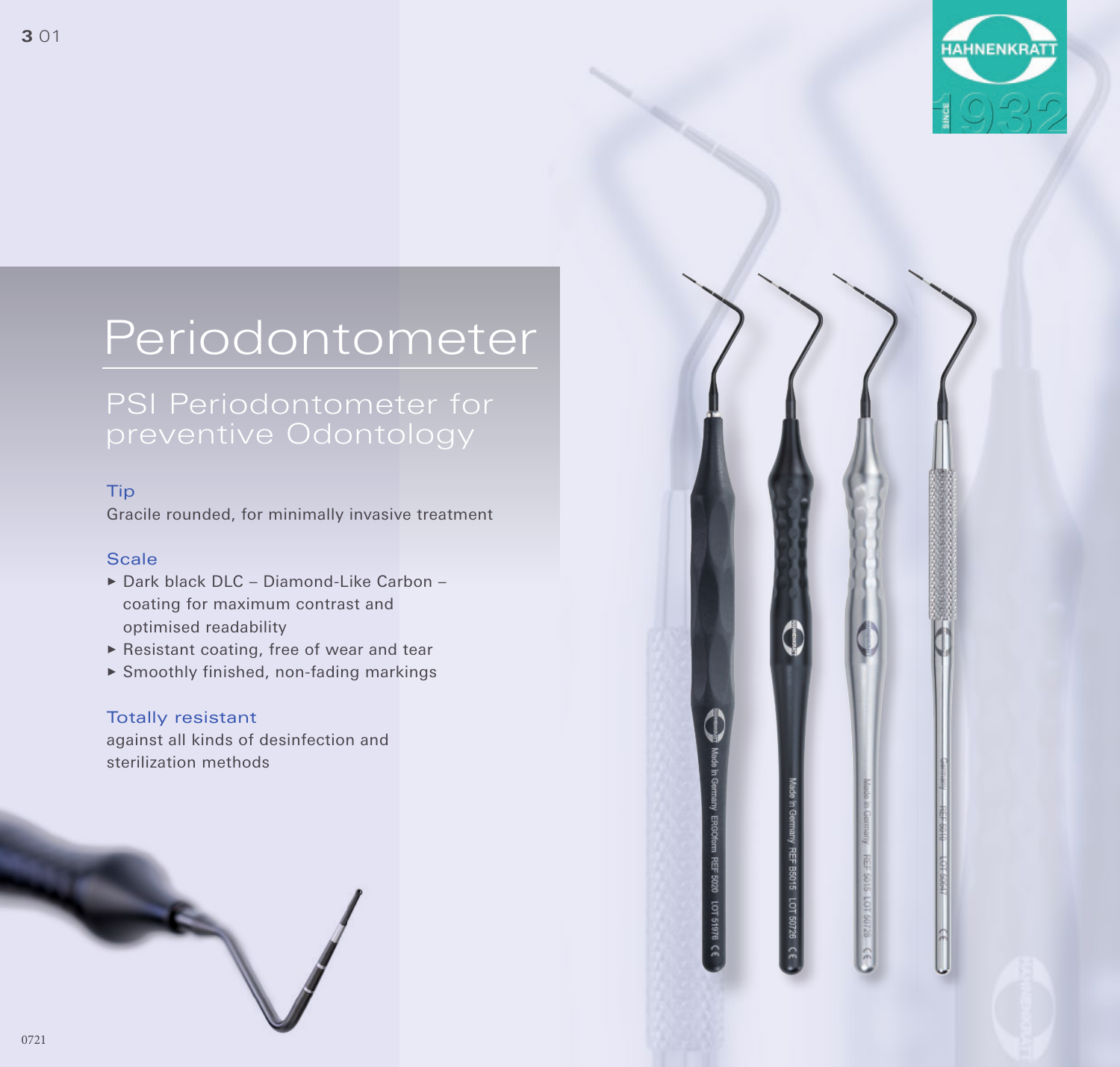# Periodontometer

## PSI Periodontometer for preventive Odontology

### Tip

Gracile rounded, for minimally invasive treatment

### Scale

- Dark black DLC – Diamond-Like Carbon – coating for maximum contrast and optimised readability
- Resistant coating, free of wear and tear
- Smoothly finished, non-fading markings

### Totally resistant

against all kinds of desinfection and sterilization methods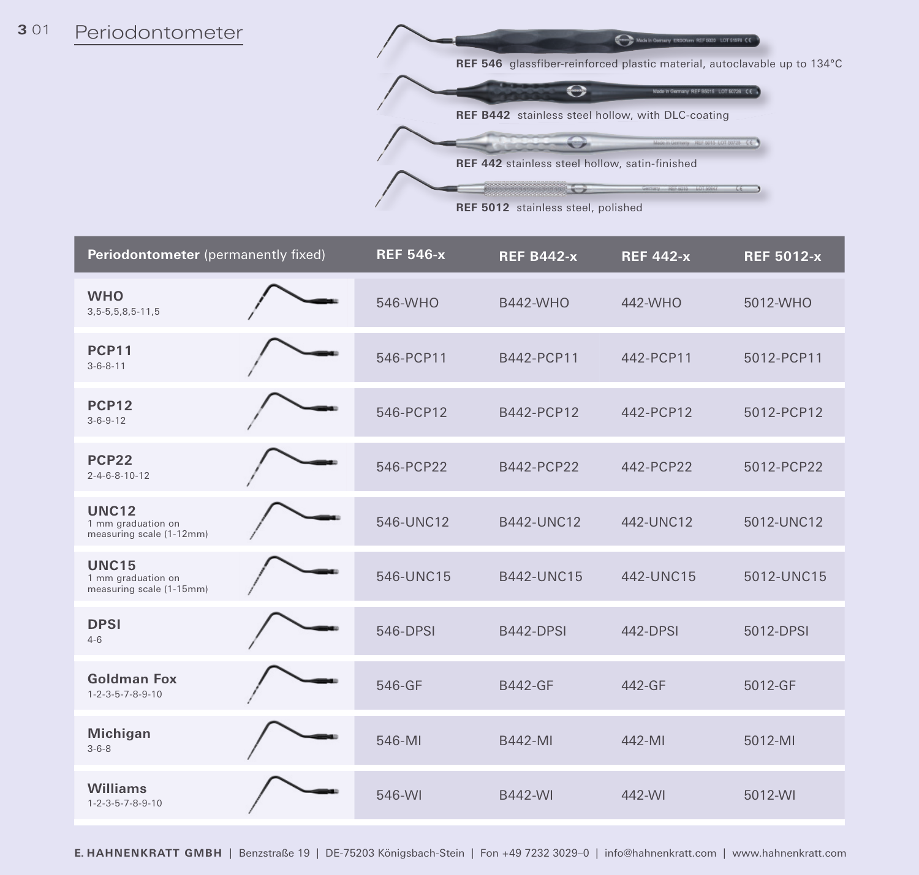# Periodontometer

**REF 546** glassfiber-reinforced plastic material, autoclavable up to 134°C

**REF B442** stainless steel hollow, with DLC-coating

**REF 442** stainless steel hollow, satin-finished

**REF 5012** stainless steel, polished

| **Periodontometer** (permanently fixed) | REF 546-x | REF B442-x | REF 442-x | REF 5012-x |
| --- | --- | --- | --- | --- |
| **WHO** 3,5-5,5,8,5-11,5 | 546-WHO | B442-WHO | 442-WHO | 5012-WHO |
| **PCP11** 3-6-8-11 | 546-PCP11 | B442-PCP11 | 442-PCP11 | 5012-PCP11 |
| **PCP12** 3-6-9-12 | 546-PCP12 | B442-PCP12 | 442-PCP12 | 5012-PCP12 |
| **PCP22** 2-4-6-8-10-12 | 546-PCP22 | B442-PCP22 | 442-PCP22 | 5012-PCP22 |
| **UNC12** 1 mm graduation on measuring scale (1-12mm) | 546-UNC12 | B442-UNC12 | 442-UNC12 | 5012-UNC12 |
| **UNC15** 1 mm graduation on measuring scale (1-15mm) | 546-UNC15 | B442-UNC15 | 442-UNC15 | 5012-UNC15 |
| **DPSI** 4-6 | 546-DPSI | B442-DPSI | 442-DPSI | 5012-DPSI |
| **Goldman Fox** 1-2-3-5-7-8-9-10 | 546-GF | B442-GF | 442-GF | 5012-GF |
| **Michigan** 3-6-8 | 546-MI | B442-MI | 442-MI | 5012-MI |
| **Williams** 1-2-3-5-7-8-9-10 | 546-WI | B442-WI | 442-WI | 5012-WI |

**E. HAHNENKRATT GMBH** | Benzstraße 19 | DE-75203 Königsbach-Stein | Fon +49 7232 3029–0 | info@hahnenkratt.com | www.hahnenkratt.com